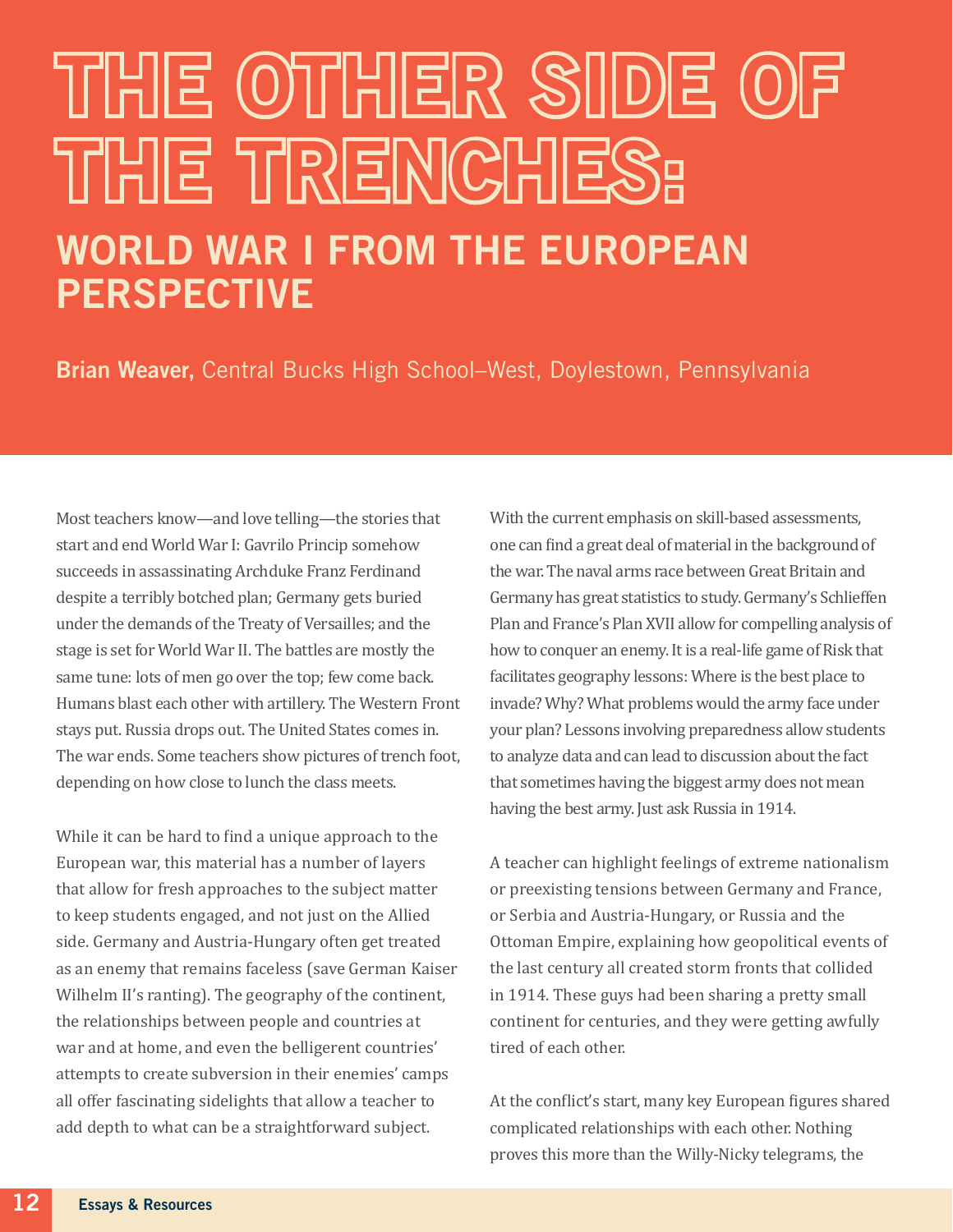# THE OTHER SIDE OF THE TRENCHES:

## WORLD WAR I FROM THE EUROPEAN PERSPECTIVE

**Brian Weaver,** Central Bucks High School–West, Doylestown, Pennsylvania

Most teachers know—and love telling—the stories that start and end World War I: Gavrilo Princip somehow succeeds in assassinating Archduke Franz Ferdinand despite a terribly botched plan; Germany gets buried under the demands of the Treaty of Versailles; and the stage is set for World War II. The battles are mostly the same tune: lots of men go over the top; few come back. Humans blast each other with artillery. The Western Front stays put. Russia drops out. The United States comes in. The war ends. Some teachers show pictures of trench foot, depending on how close to lunch the class meets.

While it can be hard to find a unique approach to the European war, this material has a number of layers that allow for fresh approaches to the subject matter to keep students engaged, and not just on the Allied side. Germany and Austria-Hungary often get treated as an enemy that remains faceless (save German Kaiser Wilhelm II's ranting). The geography of the continent, the relationships between people and countries at war and at home, and even the belligerent countries' attempts to create subversion in their enemies' camps all offer fascinating sidelights that allow a teacher to add depth to what can be a straightforward subject.

With the current emphasis on skill-based assessments, one can find a great deal of material in the background of the war. The naval arms race between Great Britain and Germany has great statistics to study. Germany's Schlieffen Plan and France's Plan XVII allow for compelling analysis of how to conquer an enemy. It is a real-life game of Risk that facilitates geography lessons: Where is the best place to invade? Why? What problems would the army face under your plan? Lessons involving preparedness allow students to analyze data and can lead to discussion about the fact that sometimes having the biggest army does not mean having the best army. Just ask Russia in 1914.

A teacher can highlight feelings of extreme nationalism or preexisting tensions between Germany and France, or Serbia and Austria-Hungary, or Russia and the Ottoman Empire, explaining how geopolitical events of the last century all created storm fronts that collided in 1914. These guys had been sharing a pretty small continent for centuries, and they were getting awfully tired of each other.

At the conflict's start, many key European figures shared complicated relationships with each other. Nothing proves this more than the Willy-Nicky telegrams, the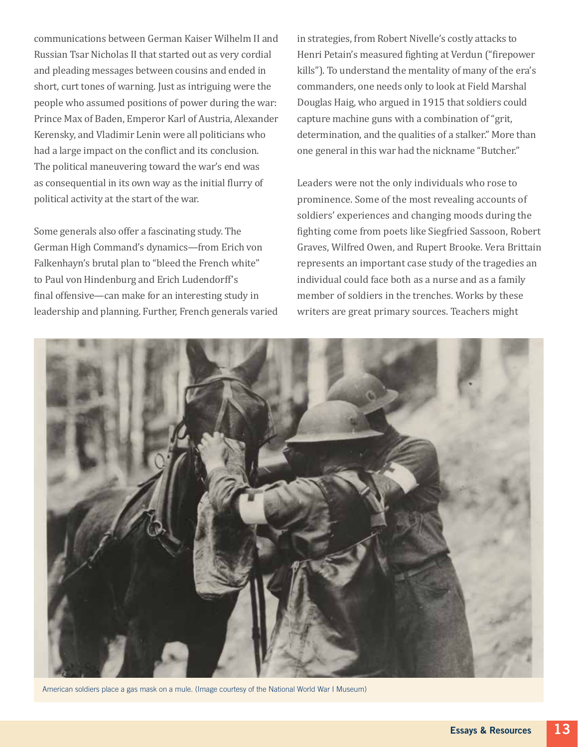communications between German Kaiser Wilhelm II and Russian Tsar Nicholas II that started out as very cordial and pleading messages between cousins and ended in short, curt tones of warning. Just as intriguing were the people who assumed positions of power during the war: Prince Max of Baden, Emperor Karl of Austria, Alexander Kerensky, and Vladimir Lenin were all politicians who had a large impact on the conflict and its conclusion. The political maneuvering toward the war's end was as consequential in its own way as the initial flurry of political activity at the start of the war.

Some generals also offer a fascinating study. The German High Command's dynamics—from Erich von Falkenhayn's brutal plan to "bleed the French white" to Paul von Hindenburg and Erich Ludendorff's final offensive—can make for an interesting study in leadership and planning. Further, French generals varied in strategies, from Robert Nivelle's costly attacks to Henri Petain's measured fighting at Verdun ("firepower kills"). To understand the mentality of many of the era's commanders, one needs only to look at Field Marshal Douglas Haig, who argued in 1915 that soldiers could capture machine guns with a combination of "grit, determination, and the qualities of a stalker." More than one general in this war had the nickname "Butcher."

Leaders were not the only individuals who rose to prominence. Some of the most revealing accounts of soldiers' experiences and changing moods during the fighting come from poets like Siegfried Sassoon, Robert Graves, Wilfred Owen, and Rupert Brooke. Vera Brittain represents an important case study of the tragedies an individual could face both as a nurse and as a family member of soldiers in the trenches. Works by these writers are great primary sources. Teachers might

American soldiers place a gas mask on a mule. (Image courtesy of the National World War I Museum)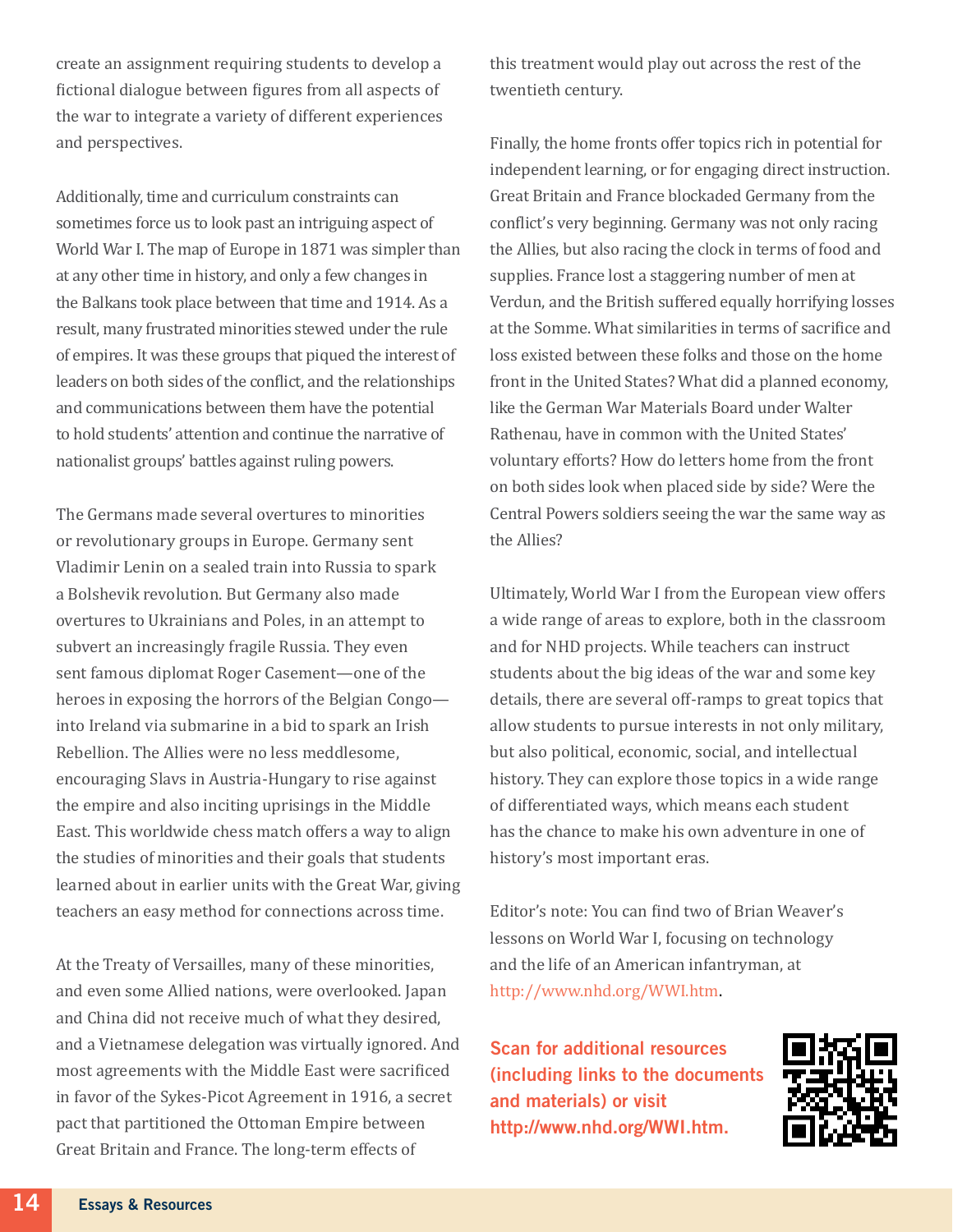create an assignment requiring students to develop a fictional dialogue between figures from all aspects of the war to integrate a variety of different experiences and perspectives.

Additionally, time and curriculum constraints can sometimes force us to look past an intriguing aspect of World War I. The map of Europe in 1871 was simpler than at any other time in history, and only a few changes in the Balkans took place between that time and 1914. As a result, many frustrated minorities stewed under the rule of empires. It was these groups that piqued the interest of leaders on both sides of the conflict, and the relationships and communications between them have the potential to hold students' attention and continue the narrative of nationalist groups' battles against ruling powers.

The Germans made several overtures to minorities or revolutionary groups in Europe. Germany sent Vladimir Lenin on a sealed train into Russia to spark a Bolshevik revolution. But Germany also made overtures to Ukrainians and Poles, in an attempt to subvert an increasingly fragile Russia. They even sent famous diplomat Roger Casement—one of the heroes in exposing the horrors of the Belgian Congo—into Ireland via submarine in a bid to spark an Irish Rebellion. The Allies were no less meddlesome, encouraging Slavs in Austria-Hungary to rise against the empire and also inciting uprisings in the Middle East. This worldwide chess match offers a way to align the studies of minorities and their goals that students learned about in earlier units with the Great War, giving teachers an easy method for connections across time.

At the Treaty of Versailles, many of these minorities, and even some Allied nations, were overlooked. Japan and China did not receive much of what they desired, and a Vietnamese delegation was virtually ignored. And most agreements with the Middle East were sacrificed in favor of the Sykes-Picot Agreement in 1916, a secret pact that partitioned the Ottoman Empire between Great Britain and France. The long-term effects of this treatment would play out across the rest of the twentieth century.

Finally, the home fronts offer topics rich in potential for independent learning, or for engaging direct instruction. Great Britain and France blockaded Germany from the conflict's very beginning. Germany was not only racing the Allies, but also racing the clock in terms of food and supplies. France lost a staggering number of men at Verdun, and the British suffered equally horrifying losses at the Somme. What similarities in terms of sacrifice and loss existed between these folks and those on the home front in the United States? What did a planned economy, like the German War Materials Board under Walter Rathenau, have in common with the United States' voluntary efforts? How do letters home from the front on both sides look when placed side by side? Were the Central Powers soldiers seeing the war the same way as the Allies?

Ultimately, World War I from the European view offers a wide range of areas to explore, both in the classroom and for NHD projects. While teachers can instruct students about the big ideas of the war and some key details, there are several off-ramps to great topics that allow students to pursue interests in not only military, but also political, economic, social, and intellectual history. They can explore those topics in a wide range of differentiated ways, which means each student has the chance to make his own adventure in one of history's most important eras.

Editor's note: You can find two of Brian Weaver's lessons on World War I, focusing on technology and the life of an American infantryman, at http://www.nhd.org/WWI.htm.

**Scan for additional resources (including links to the documents and materials) or visit http://www.nhd.org/WWI.htm.**